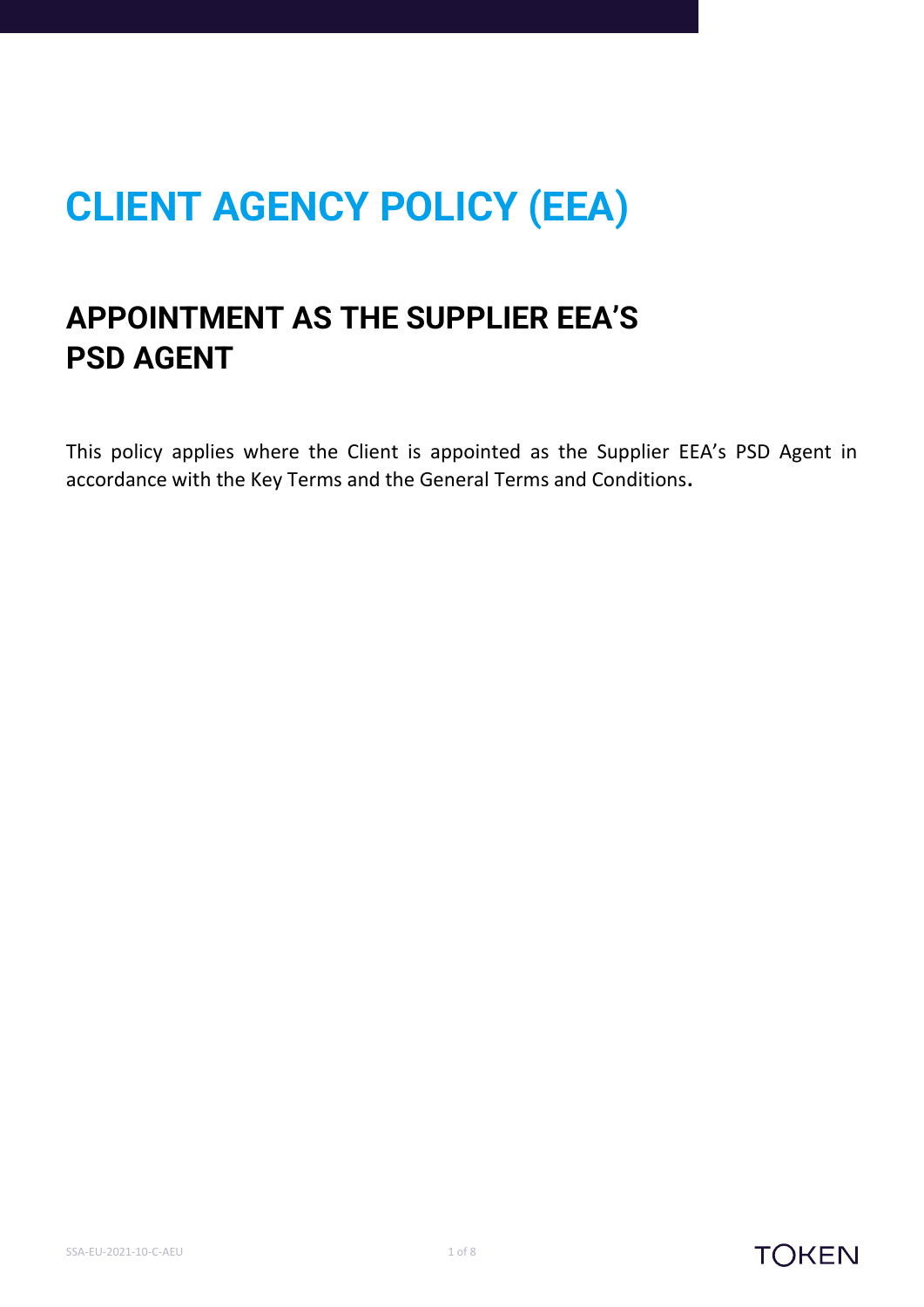# CLIENT AGENCY POLICY (EEA)

## APPOINTMENT AS THE SUPPLIER EEA'S PSD AGENT

This policy applies where the Client is appointed as the Supplier EEA's PSD Agent in accordance with the Key Terms and the General Terms and Conditions.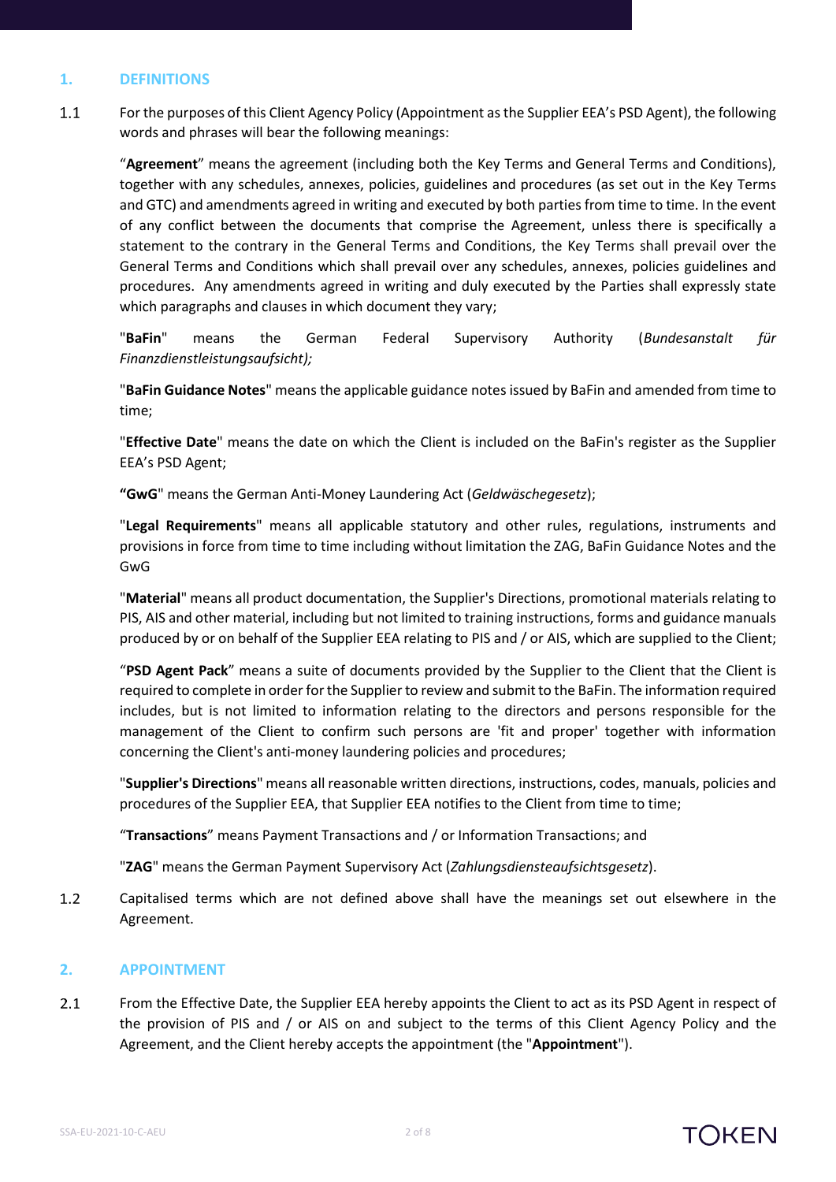## 1. DEFINITIONS

1.1 For the purposes of this Client Agency Policy (Appointment as the Supplier EEA's PSD Agent), the following words and phrases will bear the following meanings:

"**Agreement**" means the agreement (including both the Key Terms and General Terms and Conditions), together with any schedules, annexes, policies, guidelines and procedures (as set out in the Key Terms and GTC) and amendments agreed in writing and executed by both parties from time to time. In the event of any conflict between the documents that comprise the Agreement, unless there is specifically a statement to the contrary in the General Terms and Conditions, the Key Terms shall prevail over the General Terms and Conditions which shall prevail over any schedules, annexes, policies guidelines and procedures. Any amendments agreed in writing and duly executed by the Parties shall expressly state which paragraphs and clauses in which document they vary;

"**BaFin**" means the German Federal Supervisory Authority (*Bundesanstalt für Finanzdienstleistungsaufsicht);*

"**BaFin Guidance Notes**" means the applicable guidance notes issued by BaFin and amended from time to time;

"**Effective Date**" means the date on which the Client is included on the BaFin's register as the Supplier EEA's PSD Agent;

**"GwG**" means the German Anti-Money Laundering Act (*Geldwäschegesetz*);

"**Legal Requirements**" means all applicable statutory and other rules, regulations, instruments and provisions in force from time to time including without limitation the ZAG, BaFin Guidance Notes and the GwG

"**Material**" means all product documentation, the Supplier's Directions, promotional materials relating to PIS, AIS and other material, including but not limited to training instructions, forms and guidance manuals produced by or on behalf of the Supplier EEA relating to PIS and / or AIS, which are supplied to the Client;

"**PSD Agent Pack**" means a suite of documents provided by the Supplier to the Client that the Client is required to complete in order for the Supplier to review and submit to the BaFin. The information required includes, but is not limited to information relating to the directors and persons responsible for the management of the Client to confirm such persons are 'fit and proper' together with information concerning the Client's anti-money laundering policies and procedures;

"**Supplier's Directions**" means all reasonable written directions, instructions, codes, manuals, policies and procedures of the Supplier EEA, that Supplier EEA notifies to the Client from time to time;

"**Transactions**" means Payment Transactions and / or Information Transactions; and

"**ZAG**" means the German Payment Supervisory Act (*Zahlungsdiensteaufsichtsgesetz*).

1.2 Capitalised terms which are not defined above shall have the meanings set out elsewhere in the Agreement.

## 2. APPOINTMENT

2.1 From the Effective Date, the Supplier EEA hereby appoints the Client to act as its PSD Agent in respect of the provision of PIS and / or AIS on and subject to the terms of this Client Agency Policy and the Agreement, and the Client hereby accepts the appointment (the "**Appointment**").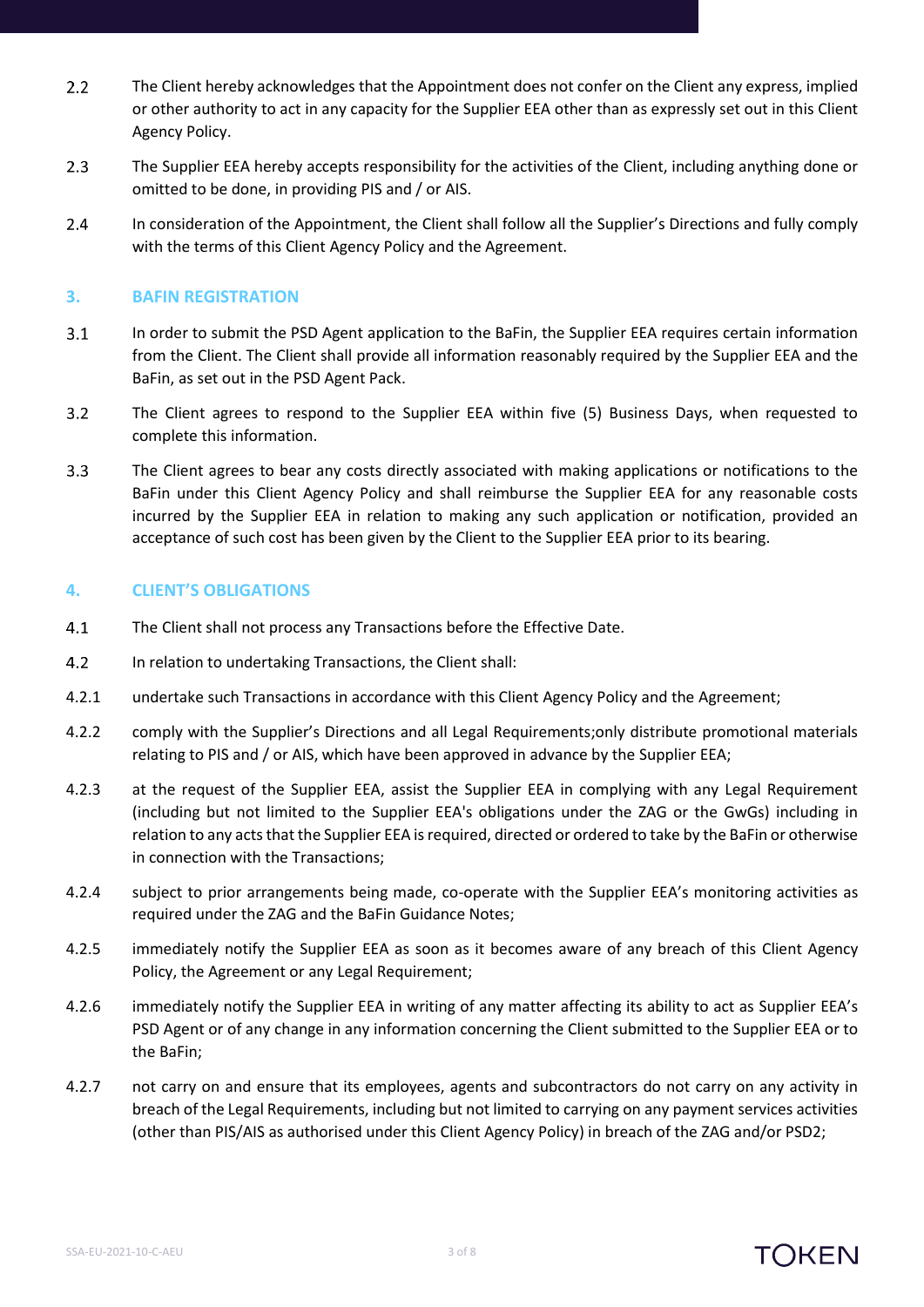2.2 The Client hereby acknowledges that the Appointment does not confer on the Client any express, implied or other authority to act in any capacity for the Supplier EEA other than as expressly set out in this Client Agency Policy.

2.3 The Supplier EEA hereby accepts responsibility for the activities of the Client, including anything done or omitted to be done, in providing PIS and / or AIS.

2.4 In consideration of the Appointment, the Client shall follow all the Supplier's Directions and fully comply with the terms of this Client Agency Policy and the Agreement.

## 3. BAFIN REGISTRATION

3.1 In order to submit the PSD Agent application to the BaFin, the Supplier EEA requires certain information from the Client. The Client shall provide all information reasonably required by the Supplier EEA and the BaFin, as set out in the PSD Agent Pack.

3.2 The Client agrees to respond to the Supplier EEA within five (5) Business Days, when requested to complete this information.

3.3 The Client agrees to bear any costs directly associated with making applications or notifications to the BaFin under this Client Agency Policy and shall reimburse the Supplier EEA for any reasonable costs incurred by the Supplier EEA in relation to making any such application or notification, provided an acceptance of such cost has been given by the Client to the Supplier EEA prior to its bearing.

## 4. CLIENT'S OBLIGATIONS

4.1 The Client shall not process any Transactions before the Effective Date.

4.2 In relation to undertaking Transactions, the Client shall:

4.2.1 undertake such Transactions in accordance with this Client Agency Policy and the Agreement;

4.2.2 comply with the Supplier's Directions and all Legal Requirements;only distribute promotional materials relating to PIS and / or AIS, which have been approved in advance by the Supplier EEA;

4.2.3 at the request of the Supplier EEA, assist the Supplier EEA in complying with any Legal Requirement (including but not limited to the Supplier EEA's obligations under the ZAG or the GwGs) including in relation to any acts that the Supplier EEA is required, directed or ordered to take by the BaFin or otherwise in connection with the Transactions;

4.2.4 subject to prior arrangements being made, co-operate with the Supplier EEA's monitoring activities as required under the ZAG and the BaFin Guidance Notes;

4.2.5 immediately notify the Supplier EEA as soon as it becomes aware of any breach of this Client Agency Policy, the Agreement or any Legal Requirement;

4.2.6 immediately notify the Supplier EEA in writing of any matter affecting its ability to act as Supplier EEA's PSD Agent or of any change in any information concerning the Client submitted to the Supplier EEA or to the BaFin;

4.2.7 not carry on and ensure that its employees, agents and subcontractors do not carry on any activity in breach of the Legal Requirements, including but not limited to carrying on any payment services activities (other than PIS/AIS as authorised under this Client Agency Policy) in breach of the ZAG and/or PSD2;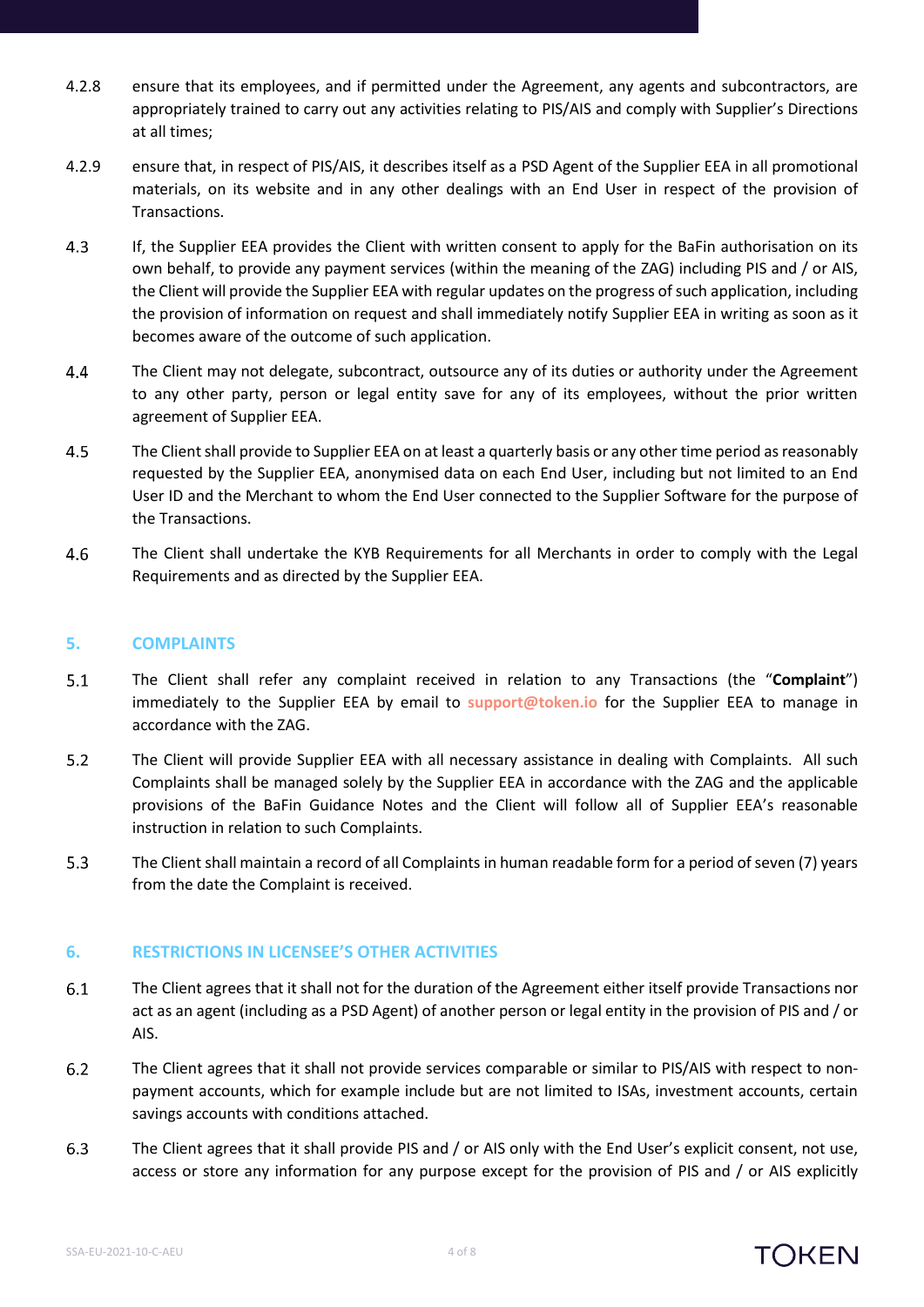4.2.8 ensure that its employees, and if permitted under the Agreement, any agents and subcontractors, are appropriately trained to carry out any activities relating to PIS/AIS and comply with Supplier's Directions at all times;

4.2.9 ensure that, in respect of PIS/AIS, it describes itself as a PSD Agent of the Supplier EEA in all promotional materials, on its website and in any other dealings with an End User in respect of the provision of Transactions.

4.3 If, the Supplier EEA provides the Client with written consent to apply for the BaFin authorisation on its own behalf, to provide any payment services (within the meaning of the ZAG) including PIS and / or AIS, the Client will provide the Supplier EEA with regular updates on the progress of such application, including the provision of information on request and shall immediately notify Supplier EEA in writing as soon as it becomes aware of the outcome of such application.

4.4 The Client may not delegate, subcontract, outsource any of its duties or authority under the Agreement to any other party, person or legal entity save for any of its employees, without the prior written agreement of Supplier EEA.

4.5 The Client shall provide to Supplier EEA on at least a quarterly basis or any other time period as reasonably requested by the Supplier EEA, anonymised data on each End User, including but not limited to an End User ID and the Merchant to whom the End User connected to the Supplier Software for the purpose of the Transactions.

4.6 The Client shall undertake the KYB Requirements for all Merchants in order to comply with the Legal Requirements and as directed by the Supplier EEA.

## 5. COMPLAINTS

5.1 The Client shall refer any complaint received in relation to any Transactions (the "**Complaint**") immediately to the Supplier EEA by email to **support@token.io** for the Supplier EEA to manage in accordance with the ZAG.

5.2 The Client will provide Supplier EEA with all necessary assistance in dealing with Complaints. All such Complaints shall be managed solely by the Supplier EEA in accordance with the ZAG and the applicable provisions of the BaFin Guidance Notes and the Client will follow all of Supplier EEA's reasonable instruction in relation to such Complaints.

5.3 The Client shall maintain a record of all Complaints in human readable form for a period of seven (7) years from the date the Complaint is received.

## 6. RESTRICTIONS IN LICENSEE'S OTHER ACTIVITIES

6.1 The Client agrees that it shall not for the duration of the Agreement either itself provide Transactions nor act as an agent (including as a PSD Agent) of another person or legal entity in the provision of PIS and / or AIS.

6.2 The Client agrees that it shall not provide services comparable or similar to PIS/AIS with respect to non-payment accounts, which for example include but are not limited to ISAs, investment accounts, certain savings accounts with conditions attached.

6.3 The Client agrees that it shall provide PIS and / or AIS only with the End User's explicit consent, not use, access or store any information for any purpose except for the provision of PIS and / or AIS explicitly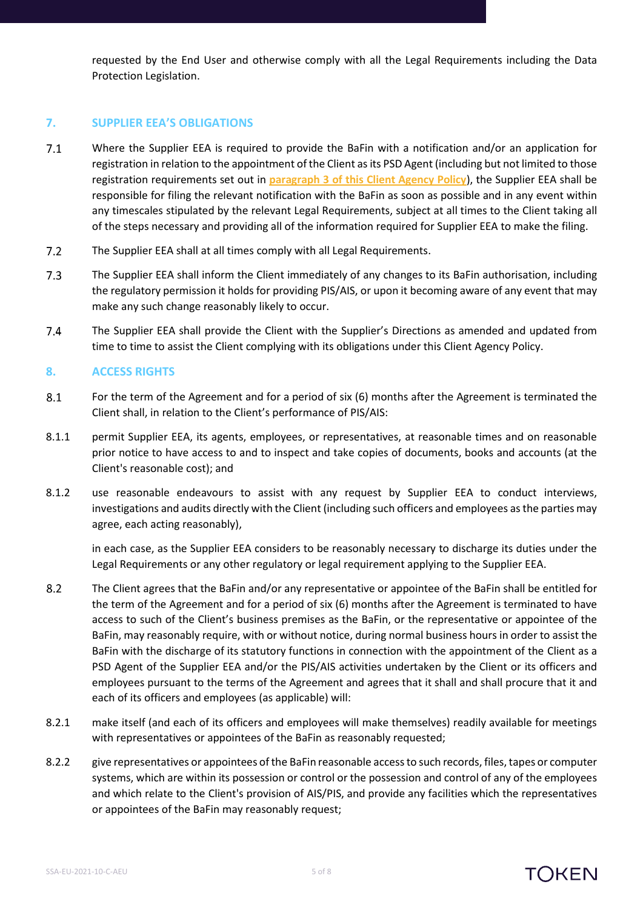requested by the End User and otherwise comply with all the Legal Requirements including the Data Protection Legislation.

## 7. SUPPLIER EEA'S OBLIGATIONS

7.1 Where the Supplier EEA is required to provide the BaFin with a notification and/or an application for registration in relation to the appointment of the Client as its PSD Agent (including but not limited to those registration requirements set out in **paragraph 3 of this Client Agency Policy**), the Supplier EEA shall be responsible for filing the relevant notification with the BaFin as soon as possible and in any event within any timescales stipulated by the relevant Legal Requirements, subject at all times to the Client taking all of the steps necessary and providing all of the information required for Supplier EEA to make the filing.

7.2 The Supplier EEA shall at all times comply with all Legal Requirements.

7.3 The Supplier EEA shall inform the Client immediately of any changes to its BaFin authorisation, including the regulatory permission it holds for providing PIS/AIS, or upon it becoming aware of any event that may make any such change reasonably likely to occur.

7.4 The Supplier EEA shall provide the Client with the Supplier's Directions as amended and updated from time to time to assist the Client complying with its obligations under this Client Agency Policy.

## 8. ACCESS RIGHTS

8.1 For the term of the Agreement and for a period of six (6) months after the Agreement is terminated the Client shall, in relation to the Client's performance of PIS/AIS:

8.1.1 permit Supplier EEA, its agents, employees, or representatives, at reasonable times and on reasonable prior notice to have access to and to inspect and take copies of documents, books and accounts (at the Client's reasonable cost); and

8.1.2 use reasonable endeavours to assist with any request by Supplier EEA to conduct interviews, investigations and audits directly with the Client (including such officers and employees as the parties may agree, each acting reasonably),

in each case, as the Supplier EEA considers to be reasonably necessary to discharge its duties under the Legal Requirements or any other regulatory or legal requirement applying to the Supplier EEA.

8.2 The Client agrees that the BaFin and/or any representative or appointee of the BaFin shall be entitled for the term of the Agreement and for a period of six (6) months after the Agreement is terminated to have access to such of the Client's business premises as the BaFin, or the representative or appointee of the BaFin, may reasonably require, with or without notice, during normal business hours in order to assist the BaFin with the discharge of its statutory functions in connection with the appointment of the Client as a PSD Agent of the Supplier EEA and/or the PIS/AIS activities undertaken by the Client or its officers and employees pursuant to the terms of the Agreement and agrees that it shall and shall procure that it and each of its officers and employees (as applicable) will:

8.2.1 make itself (and each of its officers and employees will make themselves) readily available for meetings with representatives or appointees of the BaFin as reasonably requested;

8.2.2 give representatives or appointees of the BaFin reasonable access to such records, files, tapes or computer systems, which are within its possession or control or the possession and control of any of the employees and which relate to the Client's provision of AIS/PIS, and provide any facilities which the representatives or appointees of the BaFin may reasonably request;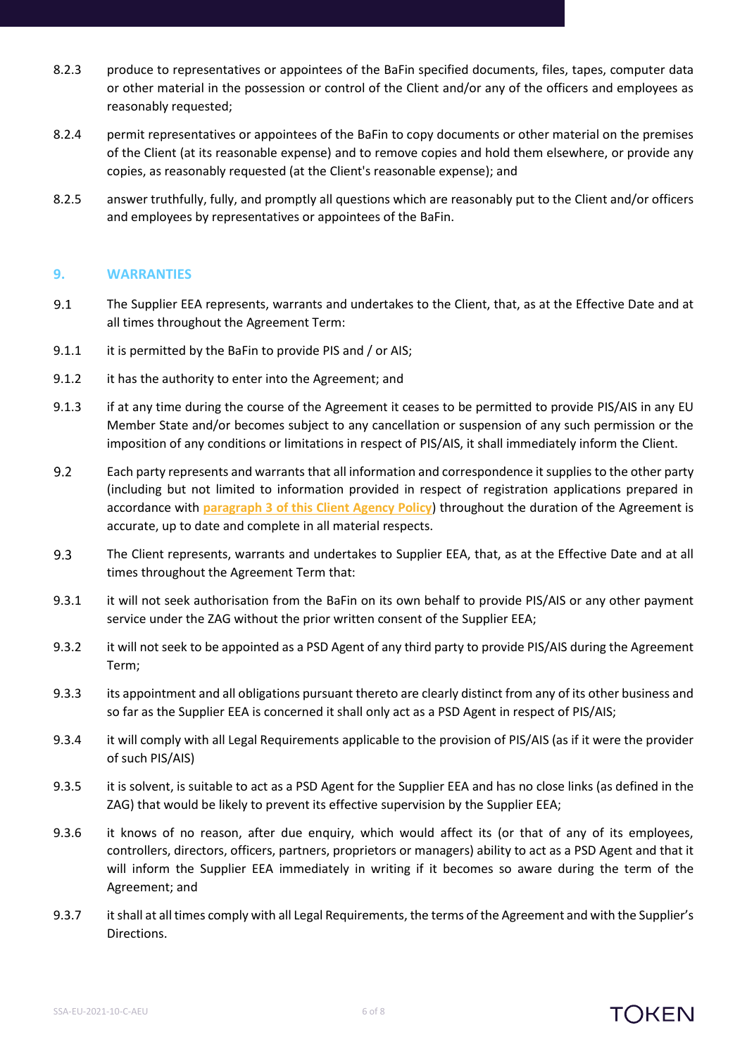8.2.3 produce to representatives or appointees of the BaFin specified documents, files, tapes, computer data or other material in the possession or control of the Client and/or any of the officers and employees as reasonably requested;

8.2.4 permit representatives or appointees of the BaFin to copy documents or other material on the premises of the Client (at its reasonable expense) and to remove copies and hold them elsewhere, or provide any copies, as reasonably requested (at the Client's reasonable expense); and

8.2.5 answer truthfully, fully, and promptly all questions which are reasonably put to the Client and/or officers and employees by representatives or appointees of the BaFin.

## 9. WARRANTIES

9.1 The Supplier EEA represents, warrants and undertakes to the Client, that, as at the Effective Date and at all times throughout the Agreement Term:

9.1.1 it is permitted by the BaFin to provide PIS and / or AIS;

9.1.2 it has the authority to enter into the Agreement; and

9.1.3 if at any time during the course of the Agreement it ceases to be permitted to provide PIS/AIS in any EU Member State and/or becomes subject to any cancellation or suspension of any such permission or the imposition of any conditions or limitations in respect of PIS/AIS, it shall immediately inform the Client.

9.2 Each party represents and warrants that all information and correspondence it supplies to the other party (including but not limited to information provided in respect of registration applications prepared in accordance with paragraph 3 of this Client Agency Policy) throughout the duration of the Agreement is accurate, up to date and complete in all material respects.

9.3 The Client represents, warrants and undertakes to Supplier EEA, that, as at the Effective Date and at all times throughout the Agreement Term that:

9.3.1 it will not seek authorisation from the BaFin on its own behalf to provide PIS/AIS or any other payment service under the ZAG without the prior written consent of the Supplier EEA;

9.3.2 it will not seek to be appointed as a PSD Agent of any third party to provide PIS/AIS during the Agreement Term;

9.3.3 its appointment and all obligations pursuant thereto are clearly distinct from any of its other business and so far as the Supplier EEA is concerned it shall only act as a PSD Agent in respect of PIS/AIS;

9.3.4 it will comply with all Legal Requirements applicable to the provision of PIS/AIS (as if it were the provider of such PIS/AIS)

9.3.5 it is solvent, is suitable to act as a PSD Agent for the Supplier EEA and has no close links (as defined in the ZAG) that would be likely to prevent its effective supervision by the Supplier EEA;

9.3.6 it knows of no reason, after due enquiry, which would affect its (or that of any of its employees, controllers, directors, officers, partners, proprietors or managers) ability to act as a PSD Agent and that it will inform the Supplier EEA immediately in writing if it becomes so aware during the term of the Agreement; and

9.3.7 it shall at all times comply with all Legal Requirements, the terms of the Agreement and with the Supplier's Directions.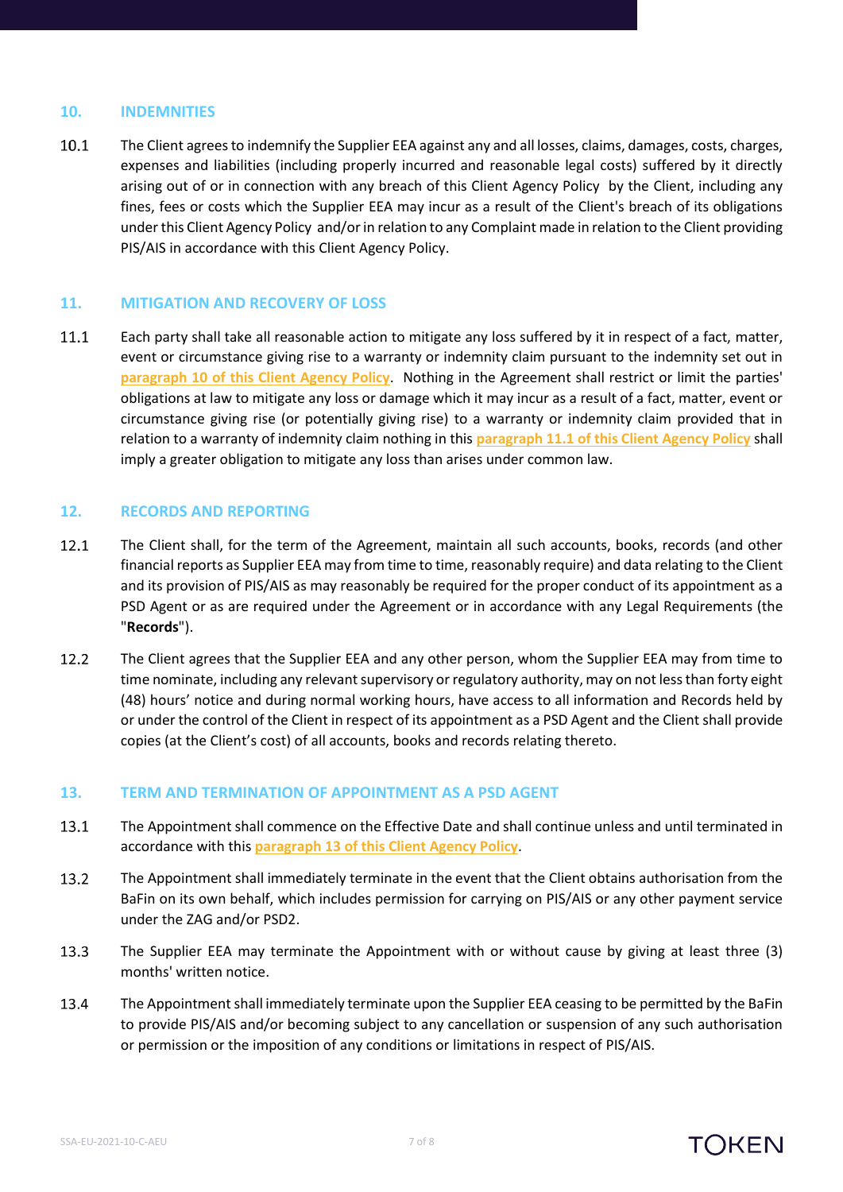## 10. INDEMNITIES

10.1 The Client agrees to indemnify the Supplier EEA against any and all losses, claims, damages, costs, charges, expenses and liabilities (including properly incurred and reasonable legal costs) suffered by it directly arising out of or in connection with any breach of this Client Agency Policy by the Client, including any fines, fees or costs which the Supplier EEA may incur as a result of the Client's breach of its obligations under this Client Agency Policy and/or in relation to any Complaint made in relation to the Client providing PIS/AIS in accordance with this Client Agency Policy.

## 11. MITIGATION AND RECOVERY OF LOSS

11.1 Each party shall take all reasonable action to mitigate any loss suffered by it in respect of a fact, matter, event or circumstance giving rise to a warranty or indemnity claim pursuant to the indemnity set out in paragraph 10 of this Client Agency Policy. Nothing in the Agreement shall restrict or limit the parties' obligations at law to mitigate any loss or damage which it may incur as a result of a fact, matter, event or circumstance giving rise (or potentially giving rise) to a warranty or indemnity claim provided that in relation to a warranty of indemnity claim nothing in this paragraph 11.1 of this Client Agency Policy shall imply a greater obligation to mitigate any loss than arises under common law.

## 12. RECORDS AND REPORTING

12.1 The Client shall, for the term of the Agreement, maintain all such accounts, books, records (and other financial reports as Supplier EEA may from time to time, reasonably require) and data relating to the Client and its provision of PIS/AIS as may reasonably be required for the proper conduct of its appointment as a PSD Agent or as are required under the Agreement or in accordance with any Legal Requirements (the "**Records**").

12.2 The Client agrees that the Supplier EEA and any other person, whom the Supplier EEA may from time to time nominate, including any relevant supervisory or regulatory authority, may on not less than forty eight (48) hours' notice and during normal working hours, have access to all information and Records held by or under the control of the Client in respect of its appointment as a PSD Agent and the Client shall provide copies (at the Client's cost) of all accounts, books and records relating thereto.

## 13. TERM AND TERMINATION OF APPOINTMENT AS A PSD AGENT

13.1 The Appointment shall commence on the Effective Date and shall continue unless and until terminated in accordance with this paragraph 13 of this Client Agency Policy.

13.2 The Appointment shall immediately terminate in the event that the Client obtains authorisation from the BaFin on its own behalf, which includes permission for carrying on PIS/AIS or any other payment service under the ZAG and/or PSD2.

13.3 The Supplier EEA may terminate the Appointment with or without cause by giving at least three (3) months' written notice.

13.4 The Appointment shall immediately terminate upon the Supplier EEA ceasing to be permitted by the BaFin to provide PIS/AIS and/or becoming subject to any cancellation or suspension of any such authorisation or permission or the imposition of any conditions or limitations in respect of PIS/AIS.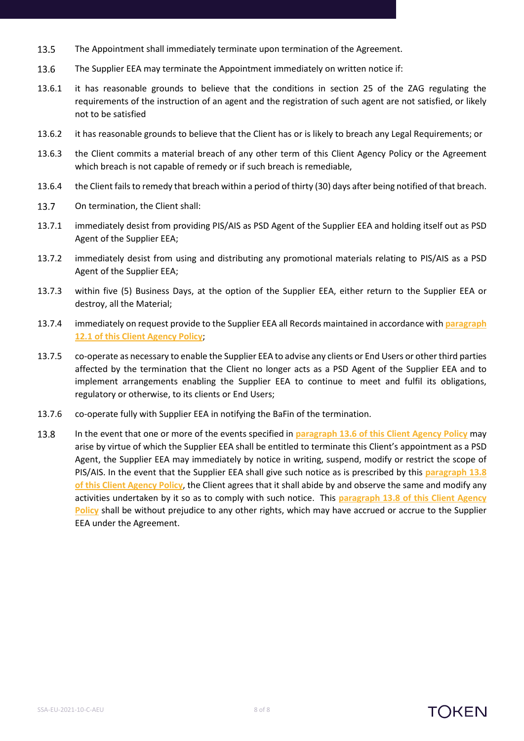13.5 The Appointment shall immediately terminate upon termination of the Agreement.

13.6 The Supplier EEA may terminate the Appointment immediately on written notice if:

13.6.1 it has reasonable grounds to believe that the conditions in section 25 of the ZAG regulating the requirements of the instruction of an agent and the registration of such agent are not satisfied, or likely not to be satisfied

13.6.2 it has reasonable grounds to believe that the Client has or is likely to breach any Legal Requirements; or

13.6.3 the Client commits a material breach of any other term of this Client Agency Policy or the Agreement which breach is not capable of remedy or if such breach is remediable,

13.6.4 the Client fails to remedy that breach within a period of thirty (30) days after being notified of that breach.

13.7 On termination, the Client shall:

13.7.1 immediately desist from providing PIS/AIS as PSD Agent of the Supplier EEA and holding itself out as PSD Agent of the Supplier EEA;

13.7.2 immediately desist from using and distributing any promotional materials relating to PIS/AIS as a PSD Agent of the Supplier EEA;

13.7.3 within five (5) Business Days, at the option of the Supplier EEA, either return to the Supplier EEA or destroy, all the Material;

13.7.4 immediately on request provide to the Supplier EEA all Records maintained in accordance with **paragraph 12.1 of this Client Agency Policy**;

13.7.5 co-operate as necessary to enable the Supplier EEA to advise any clients or End Users or other third parties affected by the termination that the Client no longer acts as a PSD Agent of the Supplier EEA and to implement arrangements enabling the Supplier EEA to continue to meet and fulfil its obligations, regulatory or otherwise, to its clients or End Users;

13.7.6 co-operate fully with Supplier EEA in notifying the BaFin of the termination.

13.8 In the event that one or more of the events specified in **paragraph 13.6 of this Client Agency Policy** may arise by virtue of which the Supplier EEA shall be entitled to terminate this Client's appointment as a PSD Agent, the Supplier EEA may immediately by notice in writing, suspend, modify or restrict the scope of PIS/AIS. In the event that the Supplier EEA shall give such notice as is prescribed by this **paragraph 13.8 of this Client Agency Policy**, the Client agrees that it shall abide by and observe the same and modify any activities undertaken by it so as to comply with such notice. This **paragraph 13.8 of this Client Agency Policy** shall be without prejudice to any other rights, which may have accrued or accrue to the Supplier EEA under the Agreement.